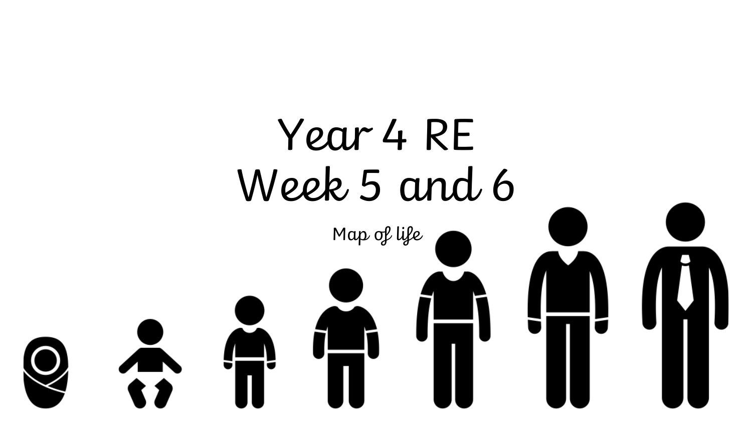# Year 4 RE
# Week 5 and 6

Map of life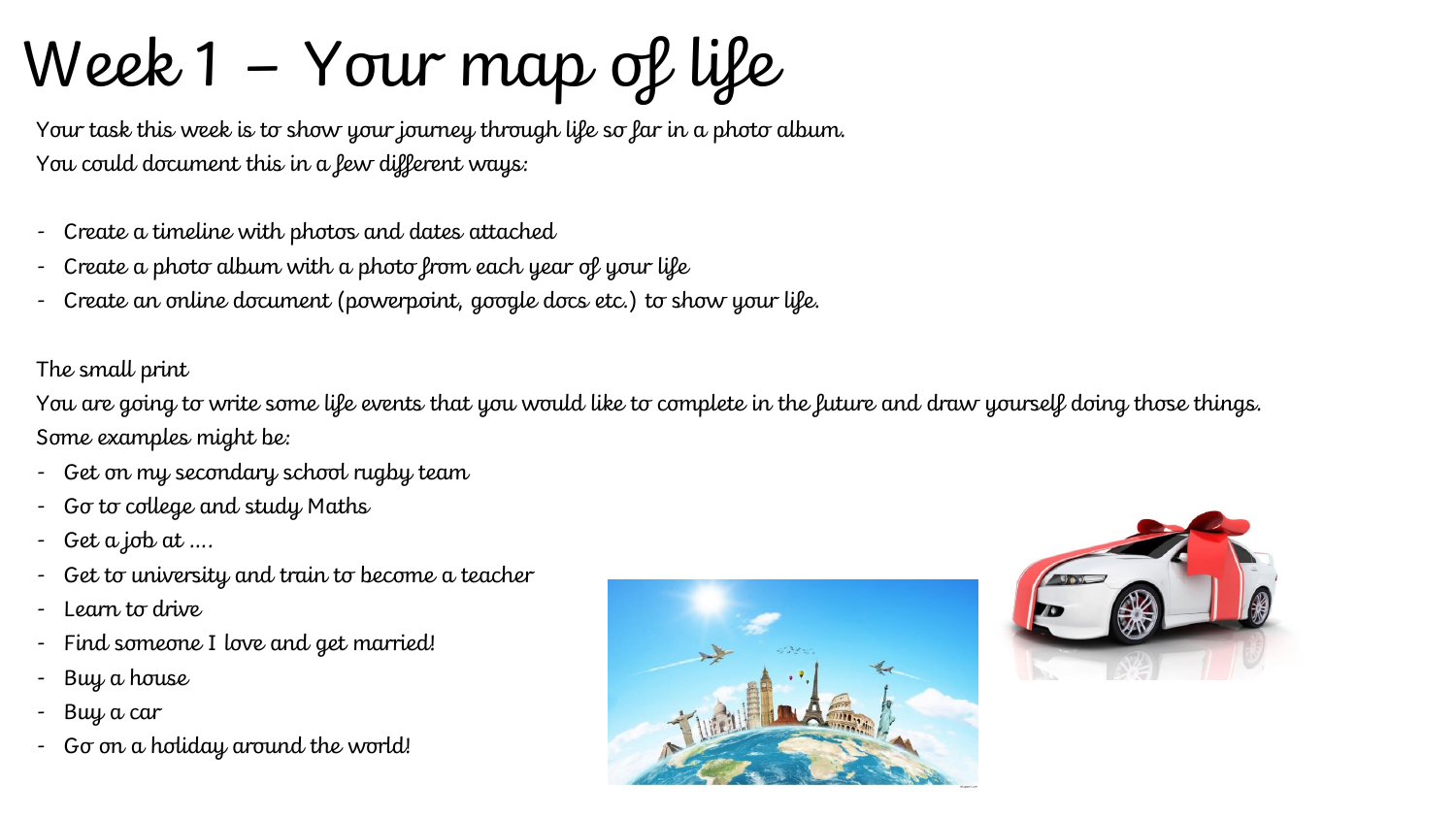# Week 1 – Your map of life

Your task this week is to show your journey through life so far in a photo album.
You could document this in a few different ways:

- Create a timeline with photos and dates attached
- Create a photo album with a photo from each year of your life
- Create an online document (powerpoint, google docs etc.) to show your life.

The small print

You are going to write some life events that you would like to complete in the future and draw yourself doing those things.
Some examples might be:

- Get on my secondary school rugby team
- Go to college and study Maths
- Get a job at ....
- Get to university and train to become a teacher
- Learn to drive
- Find someone I love and get married!
- Buy a house
- Buy a car
- Go on a holiday around the world!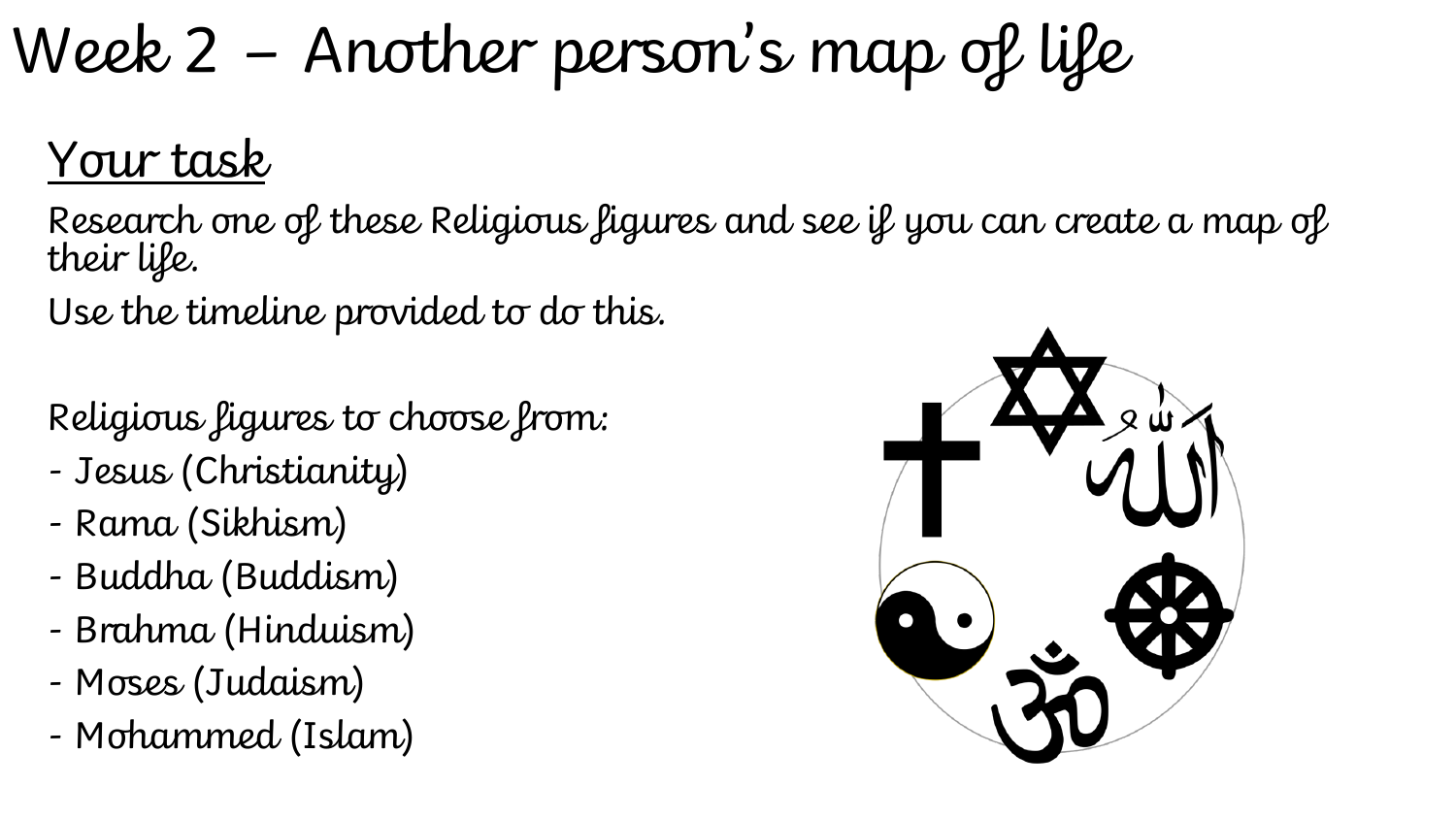# Week 2 – Another person's map of life

## Your task

Research one of these Religious figures and see if you can create a map of their life.

Use the timeline provided to do this.

Religious figures to choose from:

- Jesus (Christianity)
- Rama (Sikhism)
- Buddha (Buddism)
- Brahma (Hinduism)
- Moses (Judaism)
- Mohammed (Islam)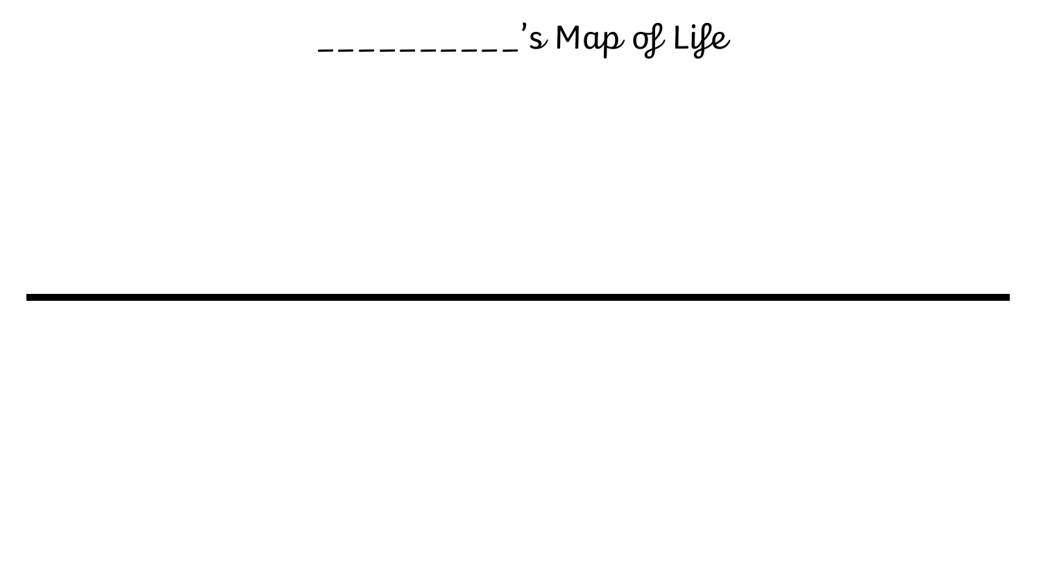# __________'s Map of Life